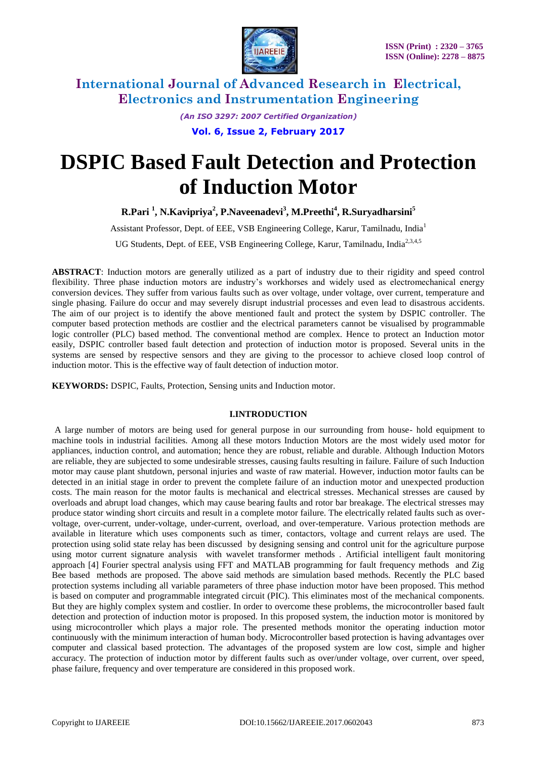# DSPIC Based Fault Detection and Protection of Induction Motor

**R.Pari [1], N.Kavipriya[2], P.Naveenadevi[3], M.Preethi[4], R.Suryadharsini[5]**

Assistant Professor, Dept. of EEE, VSB Engineering College, Karur, Tamilnadu, India[1]

UG Students, Dept. of EEE, VSB Engineering College, Karur, Tamilnadu, India[2,3,4,5]

**ABSTRACT**: Induction motors are generally utilized as a part of industry due to their rigidity and speed control flexibility. Three phase induction motors are industry's workhorses and widely used as electromechanical energy conversion devices. They suffer from various faults such as over voltage, under voltage, over current, temperature and single phasing. Failure do occur and may severely disrupt industrial processes and even lead to disastrous accidents. The aim of our project is to identify the above mentioned fault and protect the system by DSPIC controller. The computer based protection methods are costlier and the electrical parameters cannot be visualised by programmable logic controller (PLC) based method. The conventional method are complex. Hence to protect an Induction motor easily, DSPIC controller based fault detection and protection of induction motor is proposed. Several units in the systems are sensed by respective sensors and they are giving to the processor to achieve closed loop control of induction motor. This is the effective way of fault detection of induction motor.

**KEYWORDS:** DSPIC, Faults, Protection, Sensing units and Induction motor.

## I.INTRODUCTION

A large number of motors are being used for general purpose in our surrounding from house- hold equipment to machine tools in industrial facilities. Among all these motors Induction Motors are the most widely used motor for appliances, induction control, and automation; hence they are robust, reliable and durable. Although Induction Motors are reliable, they are subjected to some undesirable stresses, causing faults resulting in failure. Failure of such Induction motor may cause plant shutdown, personal injuries and waste of raw material. However, induction motor faults can be detected in an initial stage in order to prevent the complete failure of an induction motor and unexpected production costs. The main reason for the motor faults is mechanical and electrical stresses. Mechanical stresses are caused by overloads and abrupt load changes, which may cause bearing faults and rotor bar breakage. The electrical stresses may produce stator winding short circuits and result in a complete motor failure. The electrically related faults such as over-voltage, over-current, under-voltage, under-current, overload, and over-temperature. Various protection methods are available in literature which uses components such as timer, contactors, voltage and current relays are used. The protection using solid state relay has been discussed by designing sensing and control unit for the agriculture purpose using motor current signature analysis with wavelet transformer methods . Artificial intelligent fault monitoring approach [4] Fourier spectral analysis using FFT and MATLAB programming for fault frequency methods and Zig Bee based methods are proposed. The above said methods are simulation based methods. Recently the PLC based protection systems including all variable parameters of three phase induction motor have been proposed. This method is based on computer and programmable integrated circuit (PIC). This eliminates most of the mechanical components. But they are highly complex system and costlier. In order to overcome these problems, the microcontroller based fault detection and protection of induction motor is proposed. In this proposed system, the induction motor is monitored by using microcontroller which plays a major role. The presented methods monitor the operating induction motor continuously with the minimum interaction of human body. Microcontroller based protection is having advantages over computer and classical based protection. The advantages of the proposed system are low cost, simple and higher accuracy. The protection of induction motor by different faults such as over/under voltage, over current, over speed, phase failure, frequency and over temperature are considered in this proposed work.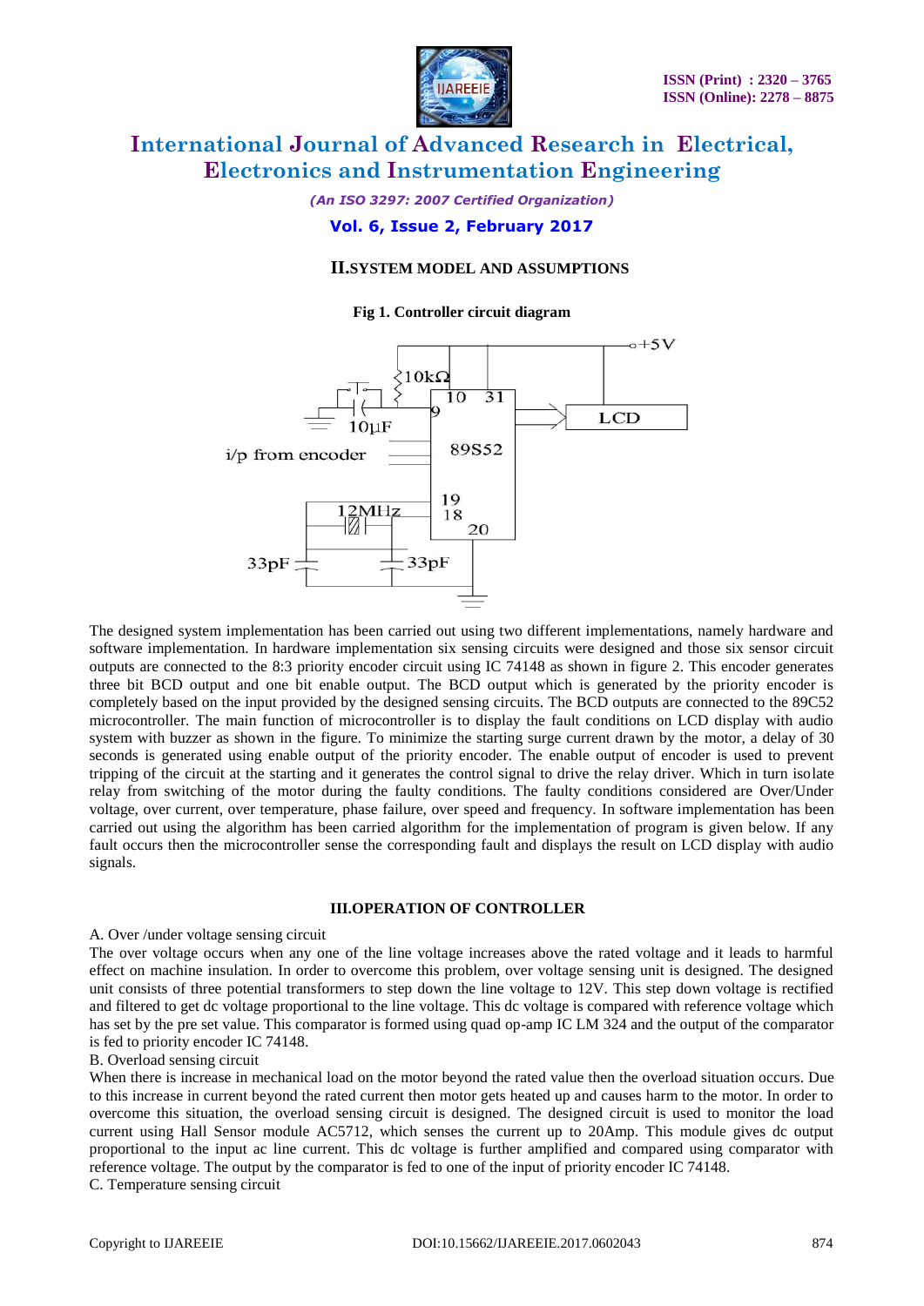## II.SYSTEM MODEL AND ASSUMPTIONS

**Fig 1. Controller circuit diagram**

The designed system implementation has been carried out using two different implementations, namely hardware and software implementation. In hardware implementation six sensing circuits were designed and those six sensor circuit outputs are connected to the 8:3 priority encoder circuit using IC 74148 as shown in figure 2. This encoder generates three bit BCD output and one bit enable output. The BCD output which is generated by the priority encoder is completely based on the input provided by the designed sensing circuits. The BCD outputs are connected to the 89C52 microcontroller. The main function of microcontroller is to display the fault conditions on LCD display with audio system with buzzer as shown in the figure. To minimize the starting surge current drawn by the motor, a delay of 30 seconds is generated using enable output of the priority encoder. The enable output of encoder is used to prevent tripping of the circuit at the starting and it generates the control signal to drive the relay driver. Which in turn isolate relay from switching of the motor during the faulty conditions. The faulty conditions considered are Over/Under voltage, over current, over temperature, phase failure, over speed and frequency. In software implementation has been carried out using the algorithm has been carried algorithm for the implementation of program is given below. If any fault occurs then the microcontroller sense the corresponding fault and displays the result on LCD display with audio signals.

## III.OPERATION OF CONTROLLER

A. Over /under voltage sensing circuit

The over voltage occurs when any one of the line voltage increases above the rated voltage and it leads to harmful effect on machine insulation. In order to overcome this problem, over voltage sensing unit is designed. The designed unit consists of three potential transformers to step down the line voltage to 12V. This step down voltage is rectified and filtered to get dc voltage proportional to the line voltage. This dc voltage is compared with reference voltage which has set by the pre set value. This comparator is formed using quad op-amp IC LM 324 and the output of the comparator is fed to priority encoder IC 74148.

B. Overload sensing circuit

When there is increase in mechanical load on the motor beyond the rated value then the overload situation occurs. Due to this increase in current beyond the rated current then motor gets heated up and causes harm to the motor. In order to overcome this situation, the overload sensing circuit is designed. The designed circuit is used to monitor the load current using Hall Sensor module AC5712, which senses the current up to 20Amp. This module gives dc output proportional to the input ac line current. This dc voltage is further amplified and compared using comparator with reference voltage. The output by the comparator is fed to one of the input of priority encoder IC 74148.

C. Temperature sensing circuit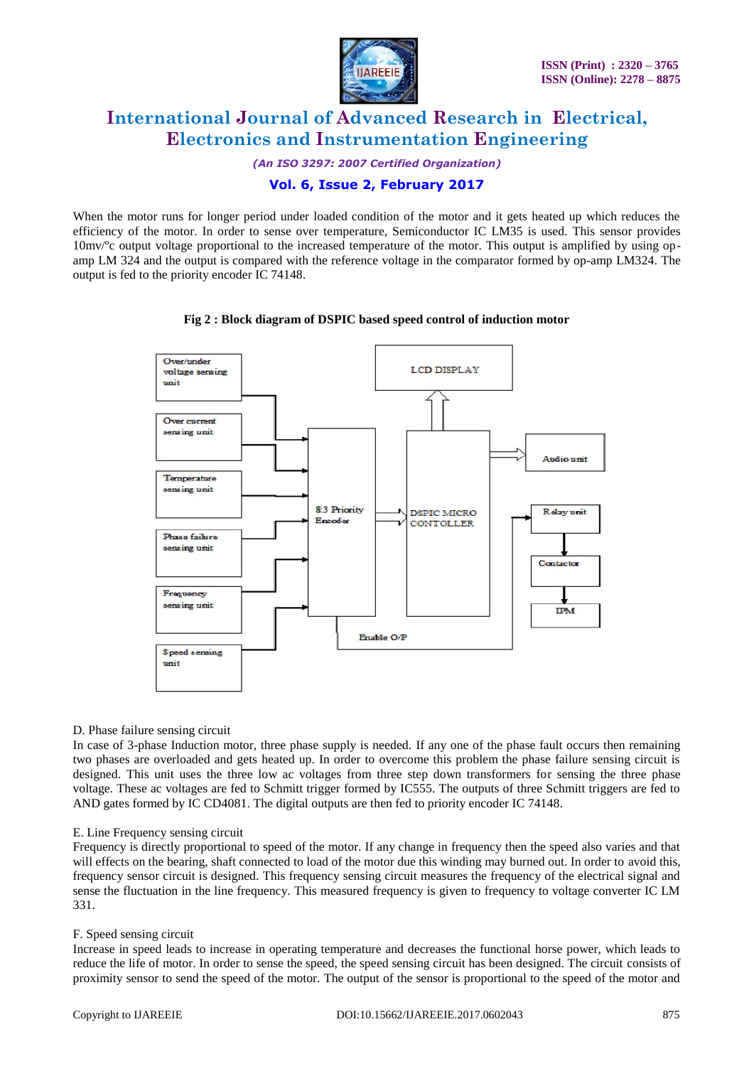When the motor runs for longer period under loaded condition of the motor and it gets heated up which reduces the efficiency of the motor. In order to sense over temperature, Semiconductor IC LM35 is used. This sensor provides 10mv/ºc output voltage proportional to the increased temperature of the motor. This output is amplified by using op-amp LM 324 and the output is compared with the reference voltage in the comparator formed by op-amp LM324. The output is fed to the priority encoder IC 74148.

**Fig 2 : Block diagram of DSPIC based speed control of induction motor**

D. Phase failure sensing circuit

In case of 3-phase Induction motor, three phase supply is needed. If any one of the phase fault occurs then remaining two phases are overloaded and gets heated up. In order to overcome this problem the phase failure sensing circuit is designed. This unit uses the three low ac voltages from three step down transformers for sensing the three phase voltage. These ac voltages are fed to Schmitt trigger formed by IC555. The outputs of three Schmitt triggers are fed to AND gates formed by IC CD4081. The digital outputs are then fed to priority encoder IC 74148.

E. Line Frequency sensing circuit

Frequency is directly proportional to speed of the motor. If any change in frequency then the speed also varies and that will effects on the bearing, shaft connected to load of the motor due this winding may burned out. In order to avoid this, frequency sensor circuit is designed. This frequency sensing circuit measures the frequency of the electrical signal and sense the fluctuation in the line frequency. This measured frequency is given to frequency to voltage converter IC LM 331.

F. Speed sensing circuit

Increase in speed leads to increase in operating temperature and decreases the functional horse power, which leads to reduce the life of motor. In order to sense the speed, the speed sensing circuit has been designed. The circuit consists of proximity sensor to send the speed of the motor. The output of the sensor is proportional to the speed of the motor and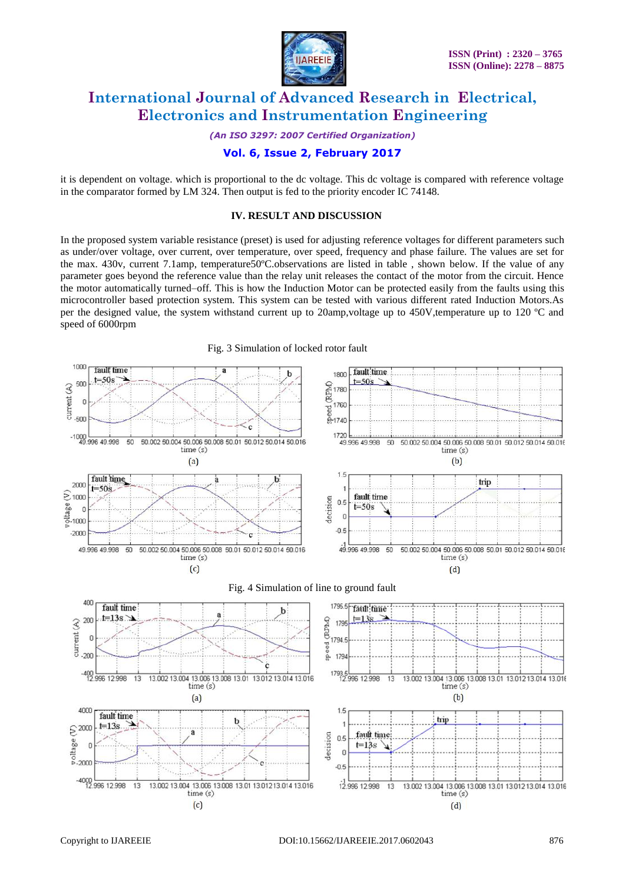it is dependent on voltage. which is proportional to the dc voltage. This dc voltage is compared with reference voltage in the comparator formed by LM 324. Then output is fed to the priority encoder IC 74148.

## IV. RESULT AND DISCUSSION

In the proposed system variable resistance (preset) is used for adjusting reference voltages for different parameters such as under/over voltage, over current, over temperature, over speed, frequency and phase failure. The values are set for the max. 430v, current 7.1amp, temperature50ºC.observations are listed in table , shown below. If the value of any parameter goes beyond the reference value than the relay unit releases the contact of the motor from the circuit. Hence the motor automatically turned–off. This is how the Induction Motor can be protected easily from the faults using this microcontroller based protection system. This system can be tested with various different rated Induction Motors.As per the designed value, the system withstand current up to 20amp,voltage up to 450V,temperature up to 120 ºC and speed of 6000rpm

Fig. 3 Simulation of locked rotor fault

Fig. 4 Simulation of line to ground fault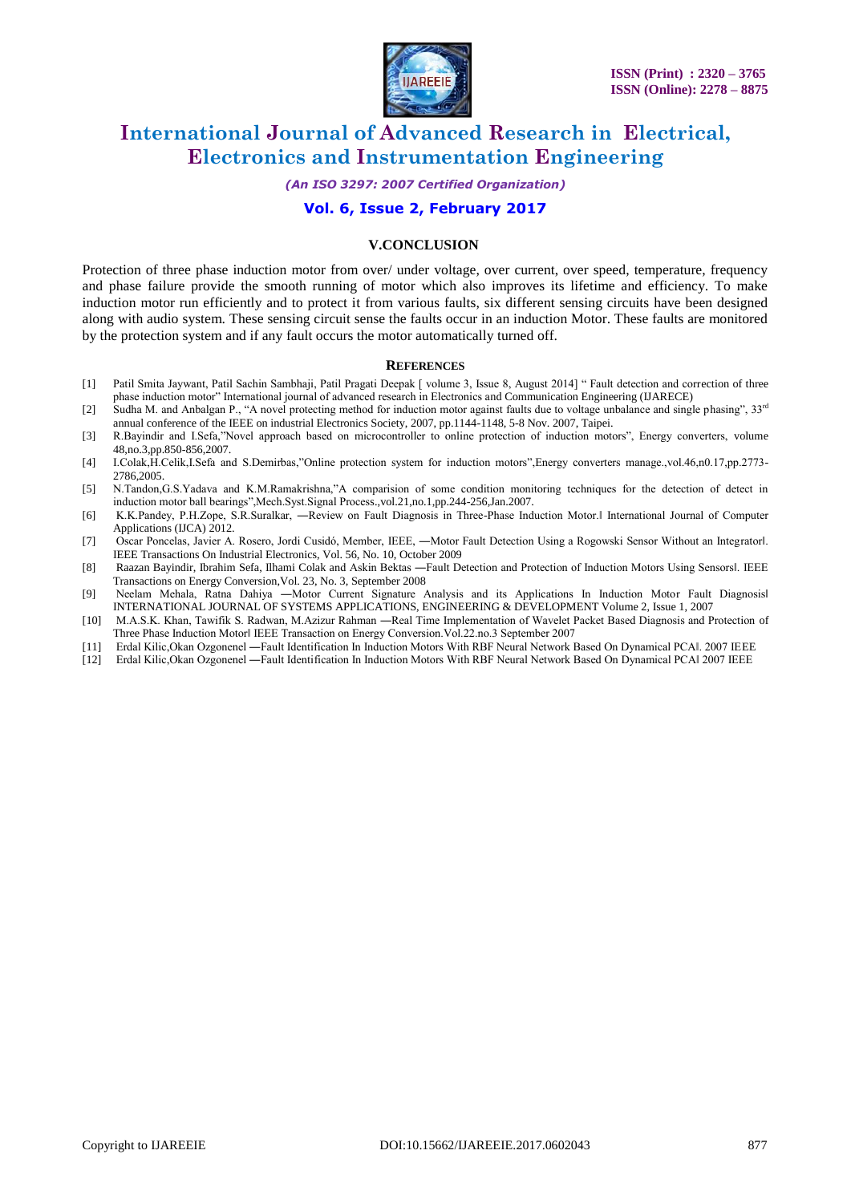## V.CONCLUSION

Protection of three phase induction motor from over/ under voltage, over current, over speed, temperature, frequency and phase failure provide the smooth running of motor which also improves its lifetime and efficiency. To make induction motor run efficiently and to protect it from various faults, six different sensing circuits have been designed along with audio system. These sensing circuit sense the faults occur in an induction Motor. These faults are monitored by the protection system and if any fault occurs the motor automatically turned off.

## REFERENCES

[1] Patil Smita Jaywant, Patil Sachin Sambhaji, Patil Pragati Deepak [ volume 3, Issue 8, August 2014] " Fault detection and correction of three phase induction motor" International journal of advanced research in Electronics and Communication Engineering (IJARECE)

[2] Sudha M. and Anbalgan P., "A novel protecting method for induction motor against faults due to voltage unbalance and single phasing", 33rd annual conference of the IEEE on industrial Electronics Society, 2007, pp.1144-1148, 5-8 Nov. 2007, Taipei.

[3] R.Bayindir and I.Sefa,"Novel approach based on microcontroller to online protection of induction motors", Energy converters, volume 48,no.3,pp.850-856,2007.

[4] I.Colak,H.Celik,I.Sefa and S.Demirbas,"Online protection system for induction motors",Energy converters manage.,vol.46,n0.17,pp.2773-2786,2005.

[5] N.Tandon,G.S.Yadava and K.M.Ramakrishna,"A comparision of some condition monitoring techniques for the detection of detect in induction motor ball bearings",Mech.Syst.Signal Process.,vol.21,no.1,pp.244-256,Jan.2007.

[6] K.K.Pandey, P.H.Zope, S.R.Suralkar, ―Review on Fault Diagnosis in Three-Phase Induction Motor.‖ International Journal of Computer Applications (IJCA) 2012.

[7] Oscar Poncelas, Javier A. Rosero, Jordi Cusidó, Member, IEEE, ―Motor Fault Detection Using a Rogowski Sensor Without an Integrator‖. IEEE Transactions On Industrial Electronics, Vol. 56, No. 10, October 2009

[8] Raazan Bayindir, Ibrahim Sefa, Ilhami Colak and Askin Bektas ―Fault Detection and Protection of Induction Motors Using Sensors‖. IEEE Transactions on Energy Conversion,Vol. 23, No. 3, September 2008

[9] Neelam Mehala, Ratna Dahiya ―Motor Current Signature Analysis and its Applications In Induction Motor Fault Diagnosis‖ INTERNATIONAL JOURNAL OF SYSTEMS APPLICATIONS, ENGINEERING & DEVELOPMENT Volume 2, Issue 1, 2007

[10] M.A.S.K. Khan, Tawifik S. Radwan, M.Azizur Rahman ―Real Time Implementation of Wavelet Packet Based Diagnosis and Protection of Three Phase Induction Motor‖ IEEE Transaction on Energy Conversion.Vol.22.no.3 September 2007

[11] Erdal Kilic,Okan Ozgonenel ―Fault Identification In Induction Motors With RBF Neural Network Based On Dynamical PCA‖. 2007 IEEE

[12] Erdal Kilic,Okan Ozgonenel ―Fault Identification In Induction Motors With RBF Neural Network Based On Dynamical PCA‖ 2007 IEEE